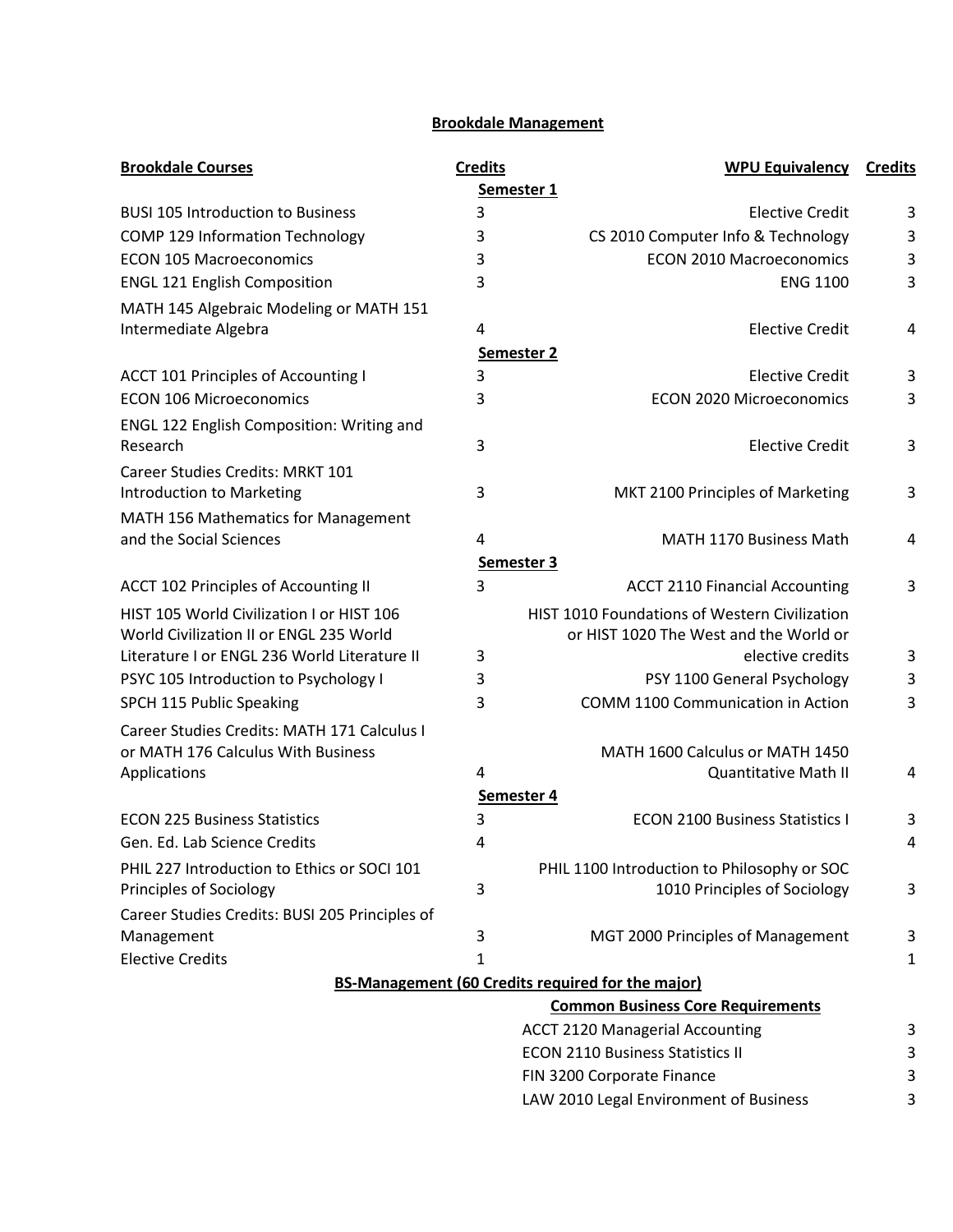# Brookdale Management

| Brookdale Courses | Credits | WPU Equivalency | Credits |
|---|---|---|---|
| | **Semester 1** | | |
| BUSI 105 Introduction to Business | 3 | Elective Credit | 3 |
| COMP 129 Information Technology | 3 | CS 2010 Computer Info & Technology | 3 |
| ECON 105 Macroeconomics | 3 | ECON 2010 Macroeconomics | 3 |
| ENGL 121 English Composition | 3 | ENG 1100 | 3 |
| MATH 145 Algebraic Modeling or MATH 151 Intermediate Algebra | 4 | Elective Credit | 4 |
| | **Semester 2** | | |
| ACCT 101 Principles of Accounting I | 3 | Elective Credit | 3 |
| ECON 106 Microeconomics | 3 | ECON 2020 Microeconomics | 3 |
| ENGL 122 English Composition: Writing and Research | 3 | Elective Credit | 3 |
| Career Studies Credits: MRKT 101 Introduction to Marketing | 3 | MKT 2100 Principles of Marketing | 3 |
| MATH 156 Mathematics for Management and the Social Sciences | 4 | MATH 1170 Business Math | 4 |
| | **Semester 3** | | |
| ACCT 102 Principles of Accounting II | 3 | ACCT 2110 Financial Accounting | 3 |
| HIST 105 World Civilization I or HIST 106 World Civilization II or ENGL 235 World Literature I or ENGL 236 World Literature II | 3 | HIST 1010 Foundations of Western Civilization or HIST 1020 The West and the World or elective credits | 3 |
| PSYC 105 Introduction to Psychology I | 3 | PSY 1100 General Psychology | 3 |
| SPCH 115 Public Speaking | 3 | COMM 1100 Communication in Action | 3 |
| Career Studies Credits: MATH 171 Calculus I or MATH 176 Calculus With Business Applications | 4 | MATH 1600 Calculus or MATH 1450 Quantitative Math II | 4 |
| | **Semester 4** | | |
| ECON 225 Business Statistics | 3 | ECON 2100 Business Statistics I | 3 |
| Gen. Ed. Lab Science Credits | 4 | | 4 |
| PHIL 227 Introduction to Ethics or SOCI 101 Principles of Sociology | 3 | PHIL 1100 Introduction to Philosophy or SOC 1010 Principles of Sociology | 3 |
| Career Studies Credits: BUSI 205 Principles of Management | 3 | MGT 2000 Principles of Management | 3 |
| Elective Credits | 1 | | 1 |

## BS-Management (60 Credits required for the major)

### Common Business Core Requirements

| Course | Credits |
|---|---|
| ACCT 2120 Managerial Accounting | 3 |
| ECON 2110 Business Statistics II | 3 |
| FIN 3200 Corporate Finance | 3 |
| LAW 2010 Legal Environment of Business | 3 |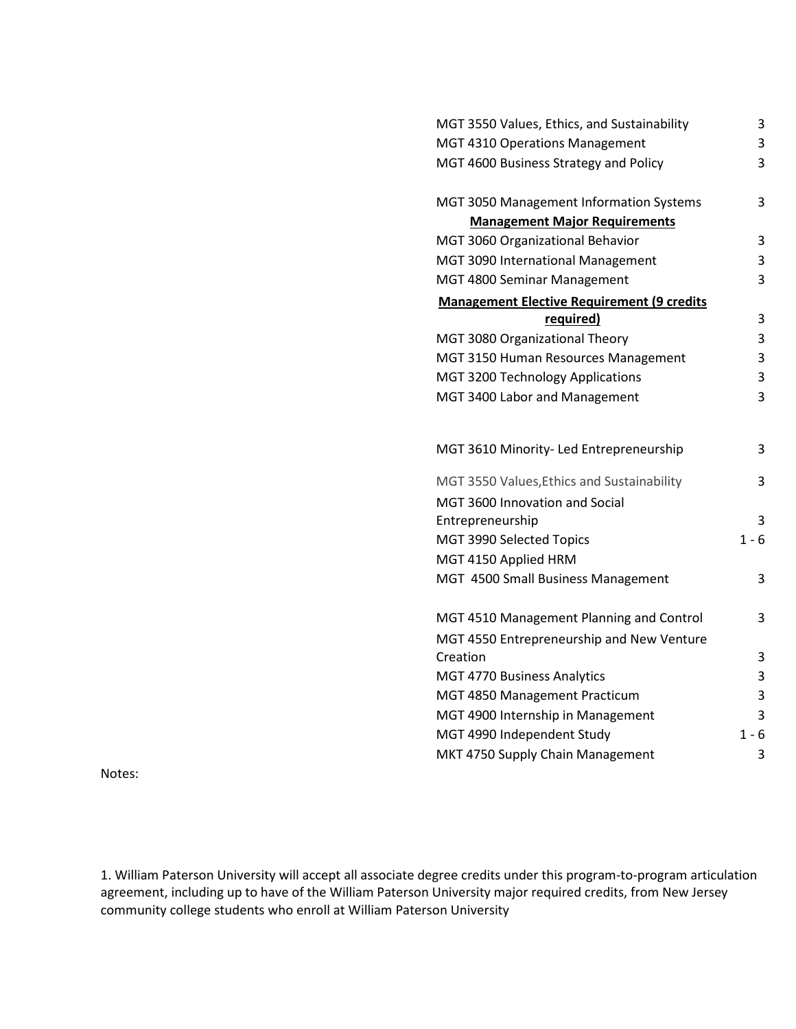| | |
|---|---|
| MGT 3550 Values, Ethics, and Sustainability | 3 |
| MGT 4310 Operations Management | 3 |
| MGT 4600 Business Strategy and Policy | 3 |
| | |
| MGT 3050 Management Information Systems | 3 |
| **Management Major Requirements** | |
| MGT 3060 Organizational Behavior | 3 |
| MGT 3090 International Management | 3 |
| MGT 4800 Seminar Management | 3 |
| **Management Elective Requirement (9 credits required)** | 3 |
| MGT 3080 Organizational Theory | 3 |
| MGT 3150 Human Resources Management | 3 |
| MGT 3200 Technology Applications | 3 |
| MGT 3400 Labor and Management | 3 |
| | |
| MGT 3610 Minority- Led Entrepreneurship | 3 |
| MGT 3550 Values,Ethics and Sustainability | 3 |
| MGT 3600 Innovation and Social Entrepreneurship | 3 |
| MGT 3990 Selected Topics | 1 - 6 |
| MGT 4150 Applied HRM | |
| MGT 4500 Small Business Management | 3 |
| | |
| MGT 4510 Management Planning and Control | 3 |
| MGT 4550 Entrepreneurship and New Venture Creation | 3 |
| MGT 4770 Business Analytics | 3 |
| MGT 4850 Management Practicum | 3 |
| MGT 4900 Internship in Management | 3 |
| MGT 4990 Independent Study | 1 - 6 |
| MKT 4750 Supply Chain Management | 3 |

Notes:

1. William Paterson University will accept all associate degree credits under this program-to-program articulation agreement, including up to have of the William Paterson University major required credits, from New Jersey community college students who enroll at William Paterson University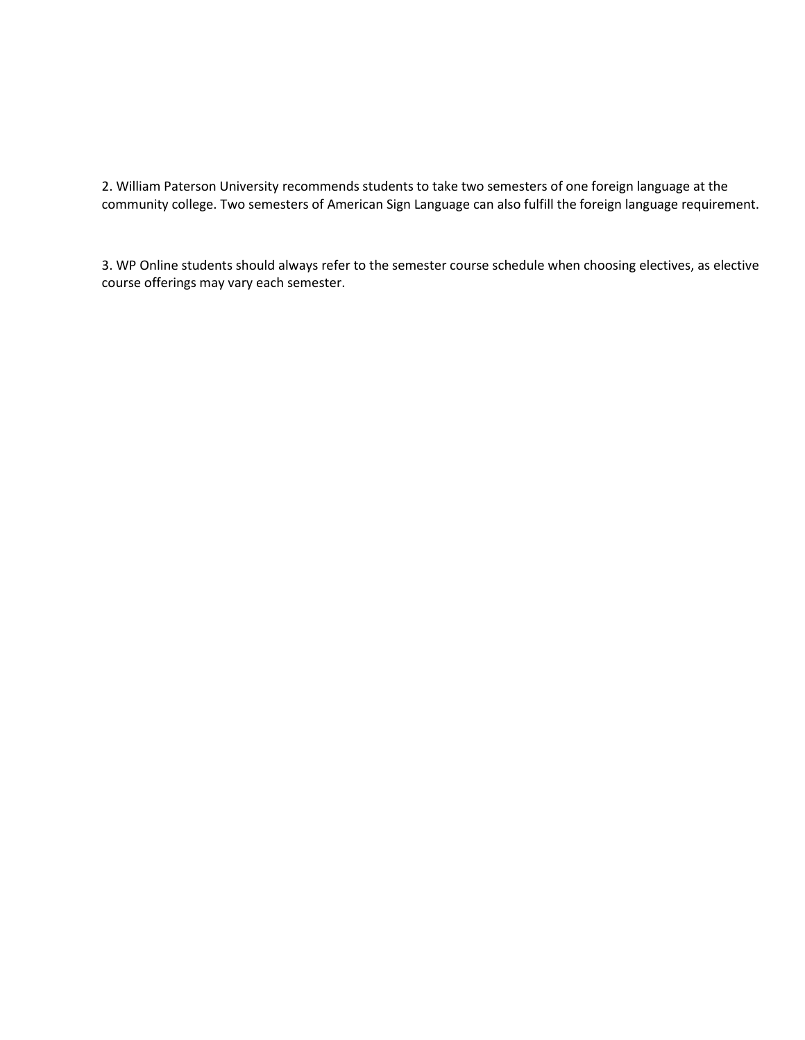2. William Paterson University recommends students to take two semesters of one foreign language at the community college. Two semesters of American Sign Language can also fulfill the foreign language requirement.

3. WP Online students should always refer to the semester course schedule when choosing electives, as elective course offerings may vary each semester.